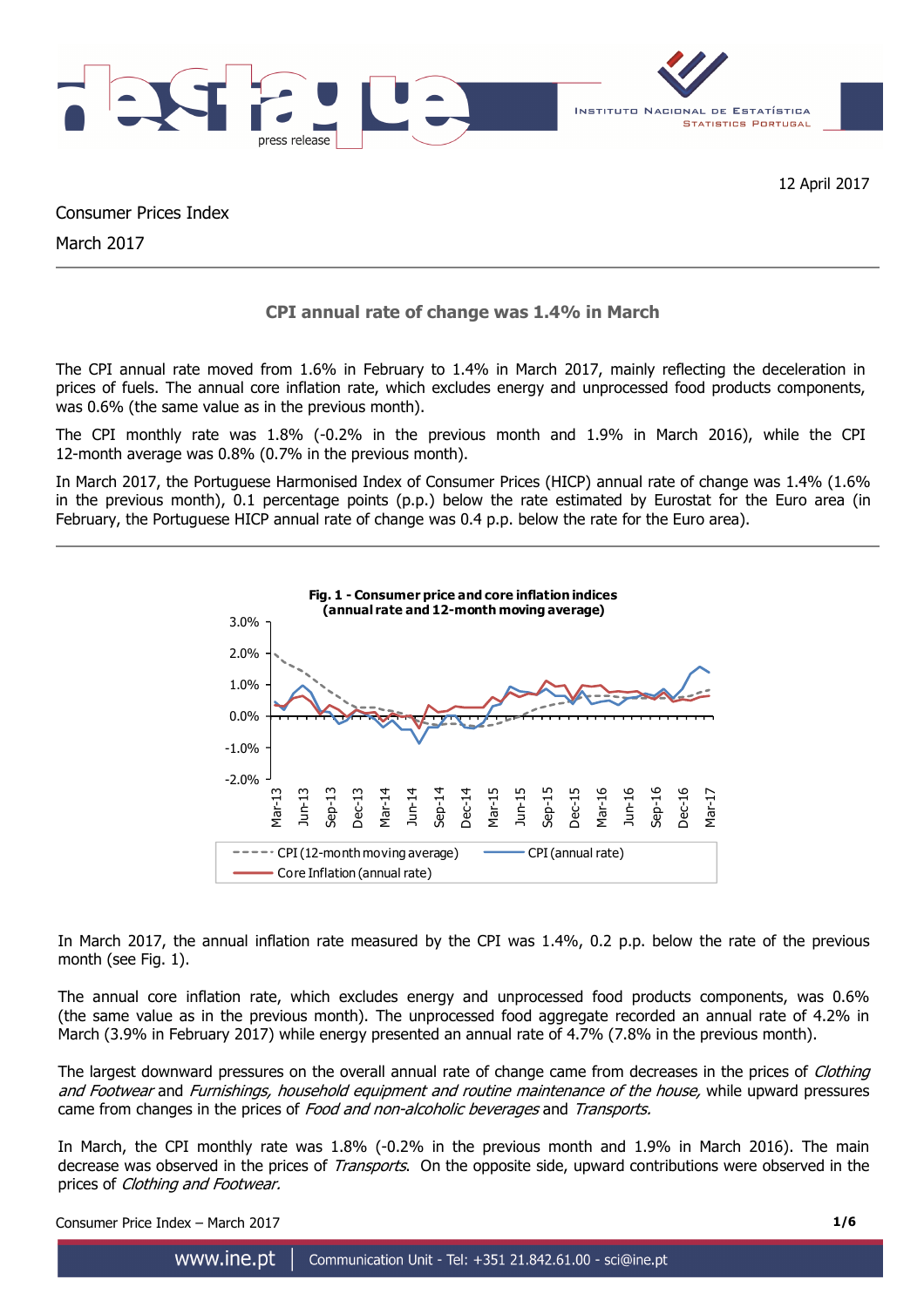12 April 2017

Consumer Prices Index

March 2017

## CPI annual rate of change was 1.4% in March

The CPI annual rate moved from 1.6% in February to 1.4% in March 2017, mainly reflecting the deceleration in prices of fuels. The annual core inflation rate, which excludes energy and unprocessed food products components, was 0.6% (the same value as in the previous month).

The CPI monthly rate was 1.8% (-0.2% in the previous month and 1.9% in March 2016), while the CPI 12-month average was 0.8% (0.7% in the previous month).

In March 2017, the Portuguese Harmonised Index of Consumer Prices (HICP) annual rate of change was 1.4% (1.6% in the previous month), 0.1 percentage points (p.p.) below the rate estimated by Eurostat for the Euro area (in February, the Portuguese HICP annual rate of change was 0.4 p.p. below the rate for the Euro area).

**Fig. 1 - Consumer price and core inflation indices (annual rate and 12-month moving average)**

In March 2017, the annual inflation rate measured by the CPI was 1.4%, 0.2 p.p. below the rate of the previous month (see Fig. 1).

The annual core inflation rate, which excludes energy and unprocessed food products components, was 0.6% (the same value as in the previous month). The unprocessed food aggregate recorded an annual rate of 4.2% in March (3.9% in February 2017) while energy presented an annual rate of 4.7% (7.8% in the previous month).

The largest downward pressures on the overall annual rate of change came from decreases in the prices of *Clothing and Footwear* and *Furnishings, household equipment and routine maintenance of the house,* while upward pressures came from changes in the prices of *Food and non-alcoholic beverages* and *Transports.*

In March, the CPI monthly rate was 1.8% (-0.2% in the previous month and 1.9% in March 2016). The main decrease was observed in the prices of *Transports*. On the opposite side, upward contributions were observed in the prices of *Clothing and Footwear.*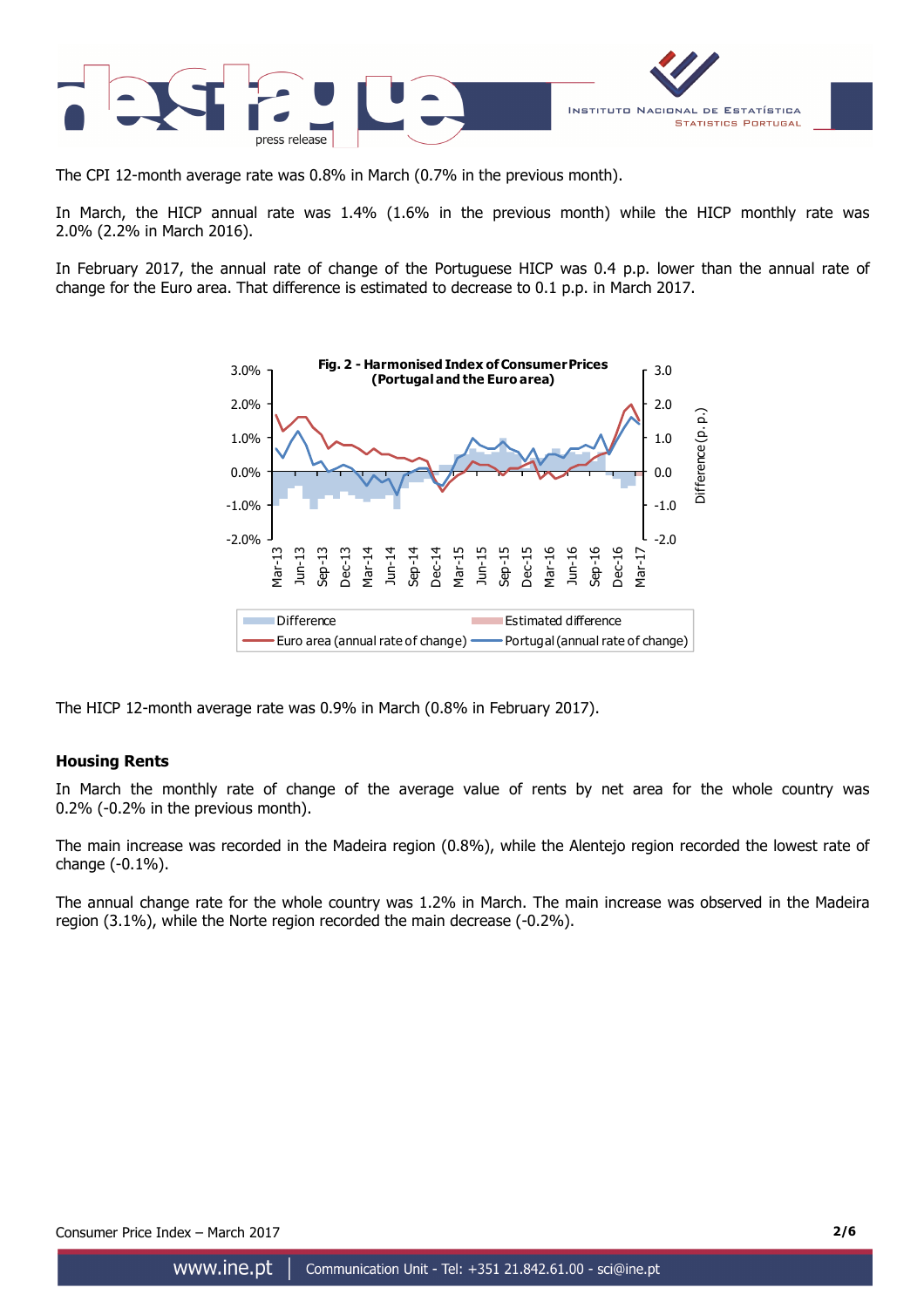The CPI 12-month average rate was 0.8% in March (0.7% in the previous month).

In March, the HICP annual rate was 1.4% (1.6% in the previous month) while the HICP monthly rate was 2.0% (2.2% in March 2016).

In February 2017, the annual rate of change of the Portuguese HICP was 0.4 p.p. lower than the annual rate of change for the Euro area. That difference is estimated to decrease to 0.1 p.p. in March 2017.

**Fig. 2 - Harmonised Index of Consumer Prices (Portugal and the Euro area)**

The HICP 12-month average rate was 0.9% in March (0.8% in February 2017).

## Housing Rents

In March the monthly rate of change of the average value of rents by net area for the whole country was 0.2% (-0.2% in the previous month).

The main increase was recorded in the Madeira region (0.8%), while the Alentejo region recorded the lowest rate of change (-0.1%).

The annual change rate for the whole country was 1.2% in March. The main increase was observed in the Madeira region (3.1%), while the Norte region recorded the main decrease (-0.2%).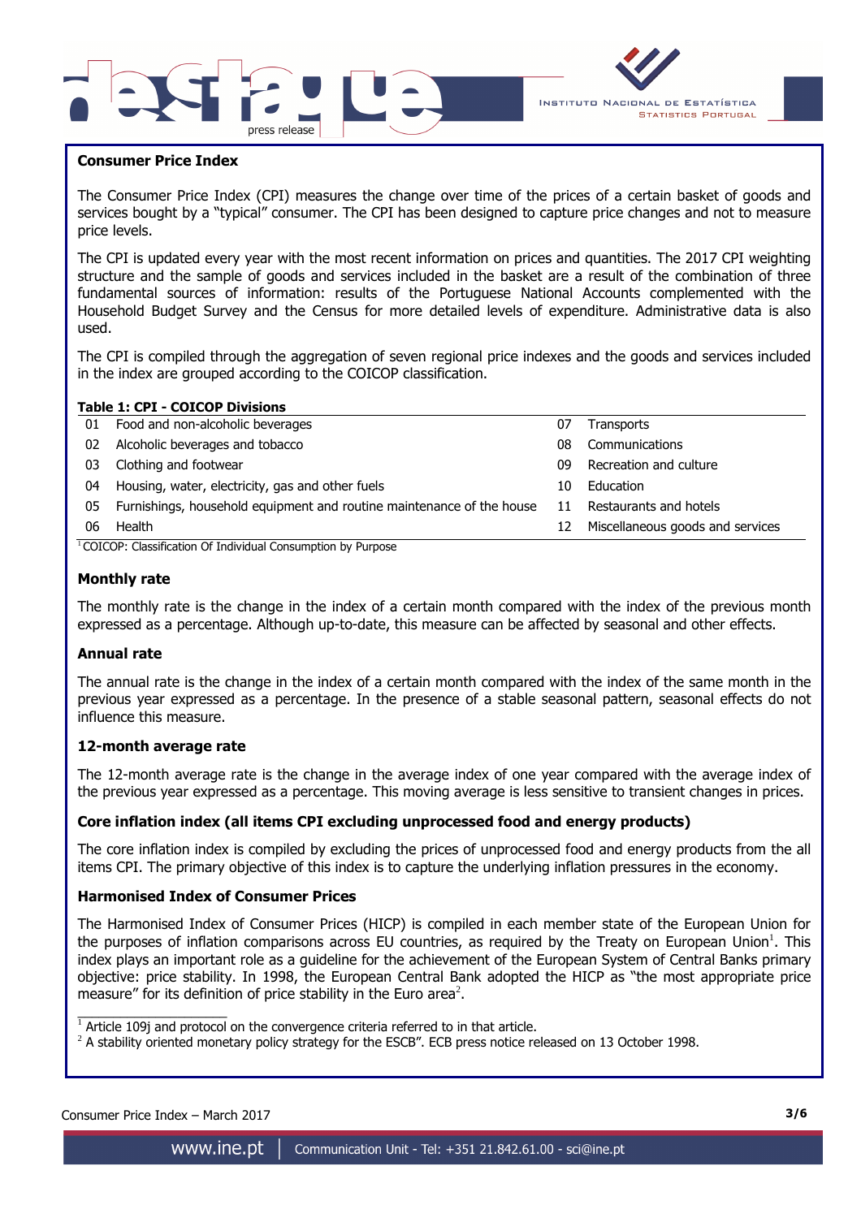## Consumer Price Index

The Consumer Price Index (CPI) measures the change over time of the prices of a certain basket of goods and services bought by a "typical" consumer. The CPI has been designed to capture price changes and not to measure price levels.

The CPI is updated every year with the most recent information on prices and quantities. The 2017 CPI weighting structure and the sample of goods and services included in the basket are a result of the combination of three fundamental sources of information: results of the Portuguese National Accounts complemented with the Household Budget Survey and the Census for more detailed levels of expenditure. Administrative data is also used.

The CPI is compiled through the aggregation of seven regional price indexes and the goods and services included in the index are grouped according to the COICOP classification.

**Table 1: CPI - COICOP Divisions**

| | | | |
|---|---|---|---|
| 01 | Food and non-alcoholic beverages | 07 | Transports |
| 02 | Alcoholic beverages and tobacco | 08 | Communications |
| 03 | Clothing and footwear | 09 | Recreation and culture |
| 04 | Housing, water, electricity, gas and other fuels | 10 | Education |
| 05 | Furnishings, household equipment and routine maintenance of the house | 11 | Restaurants and hotels |
| 06 | Health | 12 | Miscellaneous goods and services |

[1] COICOP: Classification Of Individual Consumption by Purpose

### Monthly rate

The monthly rate is the change in the index of a certain month compared with the index of the previous month expressed as a percentage. Although up-to-date, this measure can be affected by seasonal and other effects.

### Annual rate

The annual rate is the change in the index of a certain month compared with the index of the same month in the previous year expressed as a percentage. In the presence of a stable seasonal pattern, seasonal effects do not influence this measure.

### 12-month average rate

The 12-month average rate is the change in the average index of one year compared with the average index of the previous year expressed as a percentage. This moving average is less sensitive to transient changes in prices.

### Core inflation index (all items CPI excluding unprocessed food and energy products)

The core inflation index is compiled by excluding the prices of unprocessed food and energy products from the all items CPI. The primary objective of this index is to capture the underlying inflation pressures in the economy.

### Harmonised Index of Consumer Prices

The Harmonised Index of Consumer Prices (HICP) is compiled in each member state of the European Union for the purposes of inflation comparisons across EU countries, as required by the Treaty on European Union[1]. This index plays an important role as a guideline for the achievement of the European System of Central Banks primary objective: price stability. In 1998, the European Central Bank adopted the HICP as "the most appropriate price measure" for its definition of price stability in the Euro area[2].

[1] Article 109j and protocol on the convergence criteria referred to in that article.

[2] A stability oriented monetary policy strategy for the ESCB". ECB press notice released on 13 October 1998.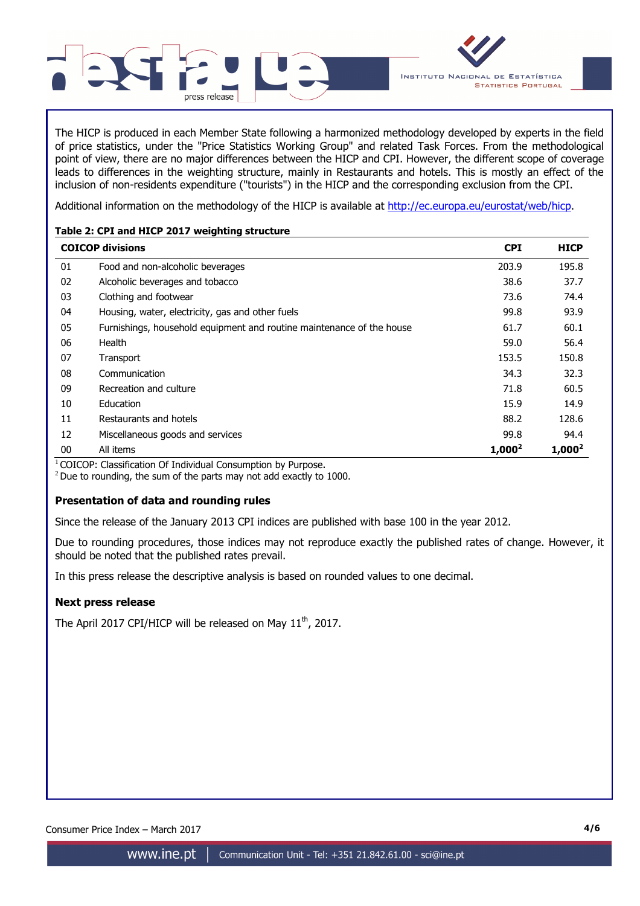The HICP is produced in each Member State following a harmonized methodology developed by experts in the field of price statistics, under the "Price Statistics Working Group" and related Task Forces. From the methodological point of view, there are no major differences between the HICP and CPI. However, the different scope of coverage leads to differences in the weighting structure, mainly in Restaurants and hotels. This is mostly an effect of the inclusion of non-residents expenditure ("tourists") in the HICP and the corresponding exclusion from the CPI.

Additional information on the methodology of the HICP is available at http://ec.europa.eu/eurostat/web/hicp.

**Table 2: CPI and HICP 2017 weighting structure**

| COICOP divisions | | CPI | HICP |
|---|---|---|---|
| 01 | Food and non-alcoholic beverages | 203.9 | 195.8 |
| 02 | Alcoholic beverages and tobacco | 38.6 | 37.7 |
| 03 | Clothing and footwear | 73.6 | 74.4 |
| 04 | Housing, water, electricity, gas and other fuels | 99.8 | 93.9 |
| 05 | Furnishings, household equipment and routine maintenance of the house | 61.7 | 60.1 |
| 06 | Health | 59.0 | 56.4 |
| 07 | Transport | 153.5 | 150.8 |
| 08 | Communication | 34.3 | 32.3 |
| 09 | Recreation and culture | 71.8 | 60.5 |
| 10 | Education | 15.9 | 14.9 |
| 11 | Restaurants and hotels | 88.2 | 128.6 |
| 12 | Miscellaneous goods and services | 99.8 | 94.4 |
| 00 | All items | **1,000**[2] | **1,000**[2] |

[1] COICOP: Classification Of Individual Consumption by Purpose.
[2] Due to rounding, the sum of the parts may not add exactly to 1000.

### Presentation of data and rounding rules

Since the release of the January 2013 CPI indices are published with base 100 in the year 2012.

Due to rounding procedures, those indices may not reproduce exactly the published rates of change. However, it should be noted that the published rates prevail.

In this press release the descriptive analysis is based on rounded values to one decimal.

### Next press release

The April 2017 CPI/HICP will be released on May 11th, 2017.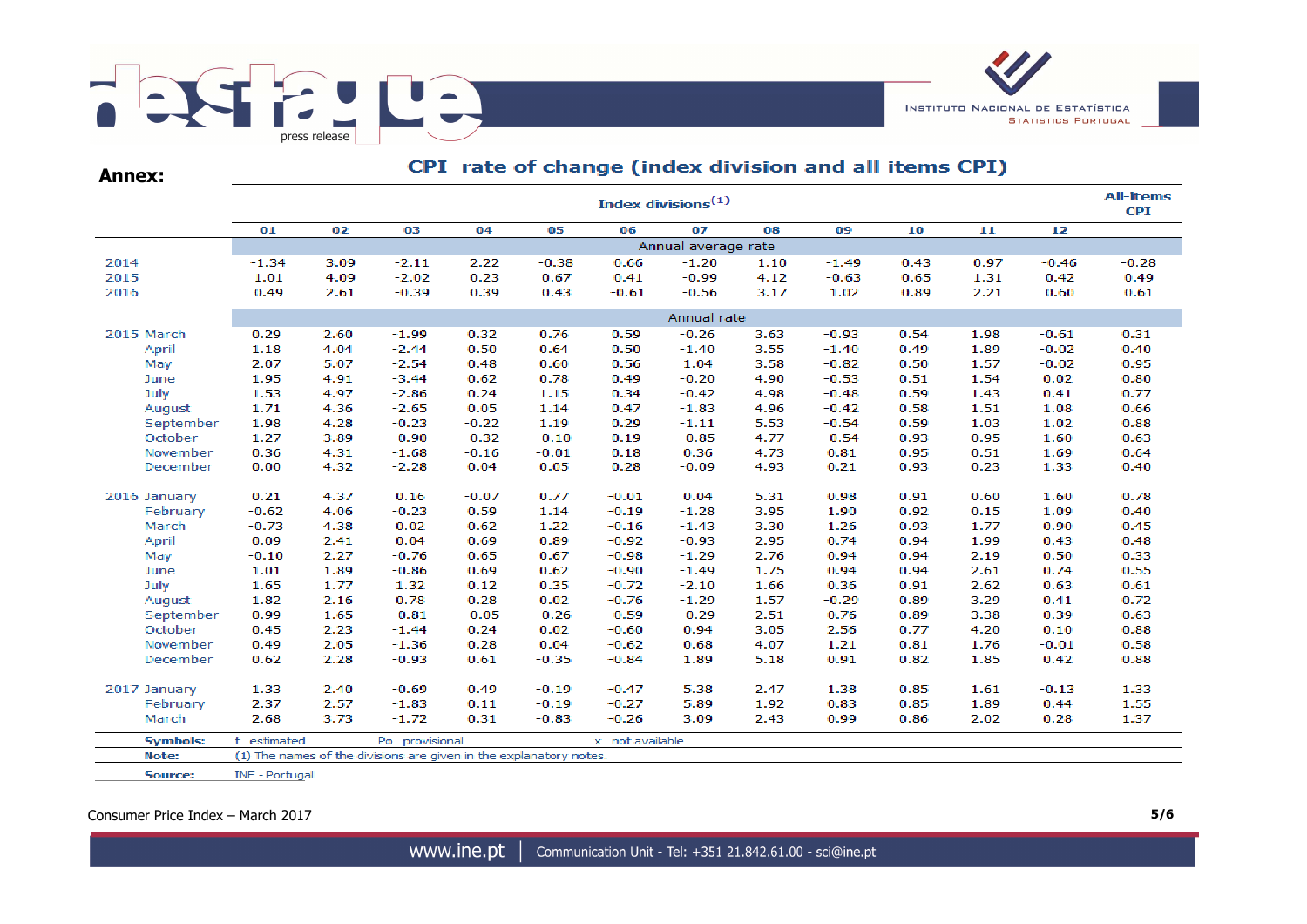**Annex:**

## CPI rate of change (index division and all items CPI)

| | Index divisions[1] | | | | | | | | | | | | All-items CPI |
|---|---|---|---|---|---|---|---|---|---|---|---|---|---|
| | 01 | 02 | 03 | 04 | 05 | 06 | 07 | 08 | 09 | 10 | 11 | 12 | |
| | Annual average rate | | | | | | | | | | | | |
| 2014 | -1.34 | 3.09 | -2.11 | 2.22 | -0.38 | 0.66 | -1.20 | 1.10 | -1.49 | 0.43 | 0.97 | -0.46 | -0.28 |
| 2015 | 1.01 | 4.09 | -2.02 | 0.23 | 0.67 | 0.41 | -0.99 | 4.12 | -0.63 | 0.65 | 1.31 | 0.42 | 0.49 |
| 2016 | 0.49 | 2.61 | -0.39 | 0.39 | 0.43 | -0.61 | -0.56 | 3.17 | 1.02 | 0.89 | 2.21 | 0.60 | 0.61 |
| | Annual rate | | | | | | | | | | | | |
| 2015 March | 0.29 | 2.60 | -1.99 | 0.32 | 0.76 | 0.59 | -0.26 | 3.63 | -0.93 | 0.54 | 1.98 | -0.61 | 0.31 |
| April | 1.18 | 4.04 | -2.44 | 0.50 | 0.64 | 0.50 | -1.40 | 3.55 | -1.40 | 0.49 | 1.89 | -0.02 | 0.40 |
| May | 2.07 | 5.07 | -2.54 | 0.48 | 0.60 | 0.56 | 1.04 | 3.58 | -0.82 | 0.50 | 1.57 | -0.02 | 0.95 |
| June | 1.95 | 4.91 | -3.44 | 0.62 | 0.78 | 0.49 | -0.20 | 4.90 | -0.53 | 0.51 | 1.54 | 0.02 | 0.80 |
| July | 1.53 | 4.97 | -2.86 | 0.24 | 1.15 | 0.34 | -0.42 | 4.98 | -0.48 | 0.59 | 1.43 | 0.41 | 0.77 |
| August | 1.71 | 4.36 | -2.65 | 0.05 | 1.14 | 0.47 | -1.83 | 4.96 | -0.42 | 0.58 | 1.51 | 1.08 | 0.66 |
| September | 1.98 | 4.28 | -0.23 | -0.22 | 1.19 | 0.29 | -1.11 | 5.53 | -0.54 | 0.59 | 1.03 | 1.02 | 0.88 |
| October | 1.27 | 3.89 | -0.90 | -0.32 | -0.10 | 0.19 | -0.85 | 4.77 | -0.54 | 0.93 | 0.95 | 1.60 | 0.63 |
| November | 0.36 | 4.31 | -1.68 | -0.16 | -0.01 | 0.18 | 0.36 | 4.73 | 0.81 | 0.95 | 0.51 | 1.69 | 0.64 |
| December | 0.00 | 4.32 | -2.28 | 0.04 | 0.05 | 0.28 | -0.09 | 4.93 | 0.21 | 0.93 | 0.23 | 1.33 | 0.40 |
| 2016 January | 0.21 | 4.37 | 0.16 | -0.07 | 0.77 | -0.01 | 0.04 | 5.31 | 0.98 | 0.91 | 0.60 | 1.60 | 0.78 |
| February | -0.62 | 4.06 | -0.23 | 0.59 | 1.14 | -0.19 | -1.28 | 3.95 | 1.90 | 0.92 | 0.15 | 1.09 | 0.40 |
| March | -0.73 | 4.38 | 0.02 | 0.62 | 1.22 | -0.16 | -1.43 | 3.30 | 1.26 | 0.93 | 1.77 | 0.90 | 0.45 |
| April | 0.09 | 2.41 | 0.04 | 0.69 | 0.89 | -0.92 | -0.93 | 2.95 | 0.74 | 0.94 | 1.99 | 0.43 | 0.48 |
| May | -0.10 | 2.27 | -0.76 | 0.65 | 0.67 | -0.98 | -1.29 | 2.76 | 0.94 | 0.94 | 2.19 | 0.50 | 0.33 |
| June | 1.01 | 1.89 | -0.86 | 0.69 | 0.62 | -0.90 | -1.49 | 1.75 | 0.94 | 0.94 | 2.61 | 0.74 | 0.55 |
| July | 1.65 | 1.77 | 1.32 | 0.12 | 0.35 | -0.72 | -2.10 | 1.66 | 0.36 | 0.91 | 2.62 | 0.63 | 0.61 |
| August | 1.82 | 2.16 | 0.78 | 0.28 | 0.02 | -0.76 | -1.29 | 1.57 | -0.29 | 0.89 | 3.29 | 0.41 | 0.72 |
| September | 0.99 | 1.65 | -0.81 | -0.05 | -0.26 | -0.59 | -0.29 | 2.51 | 0.76 | 0.89 | 3.38 | 0.39 | 0.63 |
| October | 0.45 | 2.23 | -1.44 | 0.24 | 0.02 | -0.60 | 0.94 | 3.05 | 2.56 | 0.77 | 4.20 | 0.10 | 0.88 |
| November | 0.49 | 2.05 | -1.36 | 0.28 | 0.04 | -0.62 | 0.68 | 4.07 | 1.21 | 0.81 | 1.76 | -0.01 | 0.58 |
| December | 0.62 | 2.28 | -0.93 | 0.61 | -0.35 | -0.84 | 1.89 | 5.18 | 0.91 | 0.82 | 1.85 | 0.42 | 0.88 |
| 2017 January | 1.33 | 2.40 | -0.69 | 0.49 | -0.19 | -0.47 | 5.38 | 2.47 | 1.38 | 0.85 | 1.61 | -0.13 | 1.33 |
| February | 2.37 | 2.57 | -1.83 | 0.11 | -0.19 | -0.27 | 5.89 | 1.92 | 0.83 | 0.85 | 1.89 | 0.44 | 1.55 |
| March | 2.68 | 3.73 | -1.72 | 0.31 | -0.83 | -0.26 | 3.09 | 2.43 | 0.99 | 0.86 | 2.02 | 0.28 | 1.37 |

**Symbols:** f estimated    Po provisional    x not available

**Note:** (1) The names of the divisions are given in the explanatory notes.

**Source:** INE - Portugal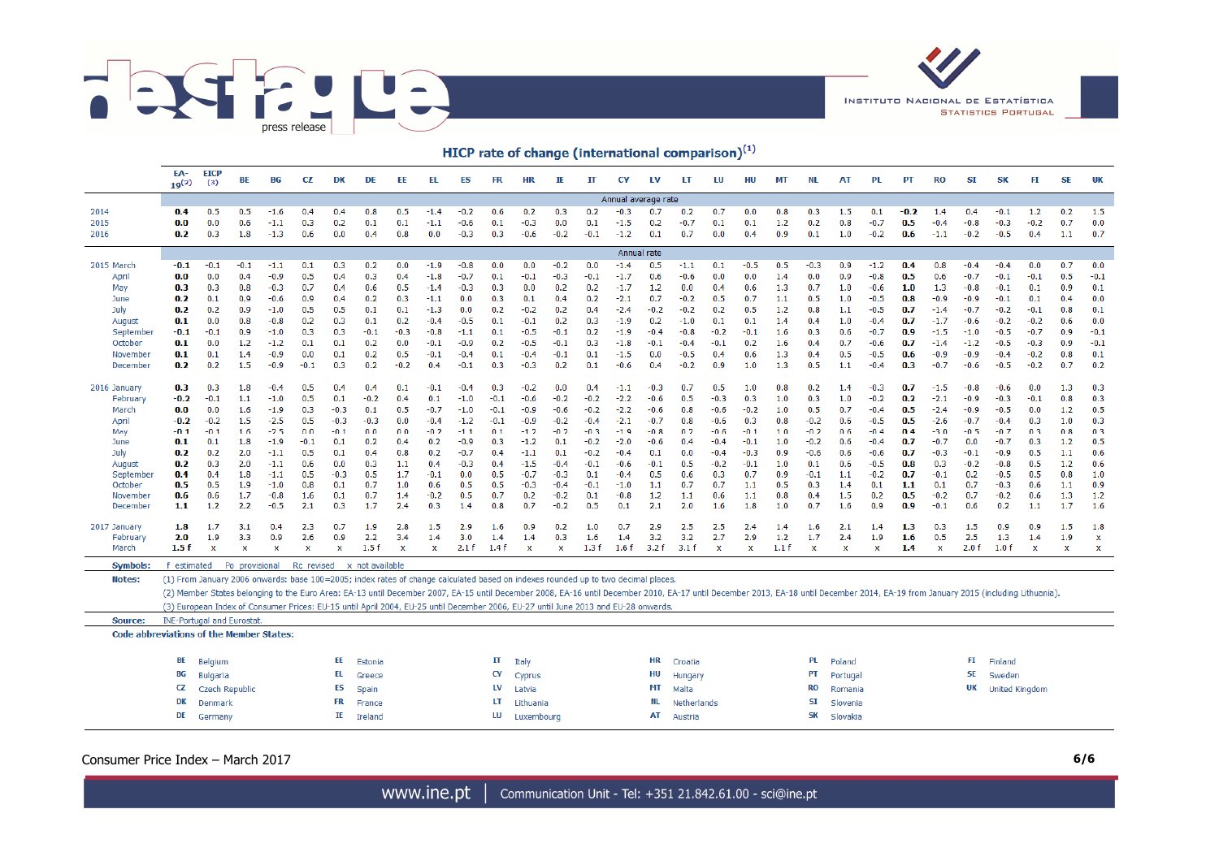## HICP rate of change (international comparison)[(1)]

| | EA-19[(2)] | EICP[(3)] | BE | BG | CZ | DK | DE | EE | EL | ES | FR | HR | IE | IT | CY | LV | LT | LU | HU | MT | NL | AT | PL | PT | RO | SI | SK | FI | SE | UK |
|---|---|---|---|---|---|---|---|---|---|---|---|---|---|---|---|---|---|---|---|---|---|---|---|---|---|---|---|---|---|---|
| **Annual average rate** | | | | | | | | | | | | | | | | | | | | | | | | | | | | | | |
| 2014 | **0.4** | 0.5 | 0.5 | -1.6 | 0.4 | 0.4 | 0.8 | 0.5 | -1.4 | -0.2 | 0.6 | 0.2 | 0.3 | 0.2 | -0.3 | 0.7 | 0.2 | 0.7 | 0.0 | 0.8 | 0.3 | 1.5 | 0.1 | **-0.2** | 1.4 | 0.4 | -0.1 | 1.2 | 0.2 | 1.5 |
| 2015 | **0.0** | 0.0 | 0.6 | -1.1 | 0.3 | 0.2 | 0.1 | 0.1 | -1.1 | -0.6 | 0.1 | -0.3 | 0.0 | 0.1 | -1.5 | 0.2 | -0.7 | 0.1 | 0.1 | 1.2 | 0.2 | 0.8 | -0.7 | **0.5** | -0.4 | -0.8 | -0.3 | -0.2 | 0.7 | 0.0 |
| 2016 | **0.2** | 0.3 | 1.8 | -1.3 | 0.6 | 0.0 | 0.4 | 0.8 | 0.0 | -0.3 | 0.3 | -0.6 | -0.2 | -0.1 | -1.2 | 0.1 | 0.7 | 0.0 | 0.4 | 0.9 | 0.1 | 1.0 | -0.2 | **0.6** | -1.1 | -0.2 | -0.5 | 0.4 | 1.1 | 0.7 |
| **Annual rate** | | | | | | | | | | | | | | | | | | | | | | | | | | | | | | |
| 2015 March | **-0.1** | -0.1 | -0.1 | -1.1 | 0.1 | 0.3 | 0.2 | 0.0 | -1.9 | -0.8 | 0.0 | 0.0 | -0.2 | 0.0 | -1.4 | 0.5 | -1.1 | 0.1 | -0.5 | 0.5 | -0.3 | 0.9 | -1.2 | **0.4** | 0.8 | -0.4 | -0.4 | 0.0 | 0.7 | 0.0 |
| April | **0.0** | 0.0 | 0.4 | -0.9 | 0.5 | 0.4 | 0.3 | 0.4 | -1.8 | -0.7 | 0.1 | -0.1 | -0.3 | -0.1 | -1.7 | 0.6 | -0.6 | 0.0 | 0.0 | 1.4 | 0.0 | 0.9 | -0.8 | **0.5** | 0.6 | -0.7 | -0.1 | -0.1 | 0.5 | -0.1 |
| May | **0.3** | 0.3 | 0.8 | -0.3 | 0.7 | 0.4 | 0.6 | 0.5 | -1.4 | -0.3 | 0.3 | 0.0 | 0.2 | 0.2 | -1.7 | 1.2 | 0.0 | 0.4 | 0.6 | 1.3 | 0.7 | 1.0 | -0.6 | **1.0** | 1.3 | -0.8 | -0.1 | 0.1 | 0.9 | 0.1 |
| June | **0.2** | 0.1 | 0.9 | -0.6 | 0.9 | 0.4 | 0.2 | 0.3 | -1.1 | 0.0 | 0.3 | 0.1 | 0.4 | 0.2 | -2.1 | 0.7 | -0.2 | 0.5 | 0.7 | 1.1 | 0.5 | 1.0 | -0.5 | **0.8** | -0.9 | -0.9 | -0.1 | 0.1 | 0.4 | 0.0 |
| July | **0.2** | 0.2 | 0.9 | -1.0 | 0.5 | 0.5 | 0.1 | 0.1 | -1.3 | 0.0 | 0.2 | -0.2 | 0.2 | 0.4 | -2.4 | -0.2 | -0.2 | 0.2 | 0.5 | 1.2 | 0.8 | 1.1 | -0.5 | **0.7** | -1.4 | -0.7 | -0.2 | -0.1 | 0.8 | 0.1 |
| August | **0.1** | 0.0 | 0.8 | -0.8 | 0.2 | 0.3 | 0.1 | 0.2 | -0.4 | -0.5 | 0.1 | -0.1 | 0.2 | 0.3 | -1.9 | 0.2 | -1.0 | 0.1 | 0.1 | 1.4 | 0.4 | 1.0 | -0.4 | **0.7** | -1.7 | -0.6 | -0.2 | -0.2 | 0.6 | 0.0 |
| September | **-0.1** | -0.1 | 0.9 | -1.0 | 0.3 | 0.3 | -0.1 | -0.3 | -0.8 | -1.1 | 0.1 | -0.5 | -0.1 | 0.2 | -1.9 | -0.4 | -0.8 | -0.2 | -0.1 | 1.6 | 0.3 | 0.6 | -0.7 | **0.9** | -1.5 | -1.0 | -0.5 | -0.7 | 0.9 | -0.1 |
| October | **0.1** | 0.0 | 1.2 | -1.2 | 0.1 | 0.1 | 0.2 | 0.0 | -0.1 | -0.9 | 0.2 | -0.5 | -0.1 | 0.3 | -1.8 | -0.1 | -0.4 | -0.1 | 0.2 | 1.6 | 0.4 | 0.7 | -0.6 | **0.7** | -1.4 | -1.2 | -0.5 | -0.3 | 0.9 | -0.1 |
| November | **0.1** | 0.1 | 1.4 | -0.9 | 0.0 | 0.1 | 0.2 | 0.5 | -0.1 | -0.4 | 0.1 | -0.4 | -0.1 | 0.1 | -1.5 | 0.0 | -0.5 | 0.4 | 0.6 | 1.3 | 0.4 | 0.5 | -0.5 | **0.6** | -0.9 | -0.9 | -0.4 | -0.2 | 0.8 | 0.1 |
| December | **0.2** | 0.2 | 1.5 | -0.9 | -0.1 | 0.3 | 0.2 | -0.2 | 0.4 | -0.1 | 0.3 | -0.3 | 0.2 | 0.1 | -0.6 | 0.4 | -0.2 | 0.9 | 1.0 | 1.3 | 0.5 | 1.1 | -0.4 | **0.3** | -0.7 | -0.6 | -0.5 | -0.2 | 0.7 | 0.2 |
| 2016 January | **0.3** | 0.3 | 1.8 | -0.4 | 0.5 | 0.4 | 0.4 | 0.1 | -0.1 | -0.4 | 0.3 | -0.2 | 0.0 | 0.4 | -1.1 | -0.3 | 0.7 | 0.5 | 1.0 | 0.8 | 0.2 | 1.4 | -0.3 | **0.7** | -1.5 | -0.8 | -0.6 | 0.0 | 1.3 | 0.3 |
| February | **-0.2** | -0.1 | 1.1 | -1.0 | 0.5 | 0.1 | -0.2 | 0.4 | 0.1 | -1.0 | -0.1 | -0.6 | -0.2 | -0.2 | -2.2 | -0.6 | 0.5 | -0.3 | 0.3 | 1.0 | 0.3 | 1.0 | -0.2 | **0.2** | -2.1 | -0.9 | -0.3 | -0.1 | 0.8 | 0.3 |
| March | **0.0** | 0.0 | 1.6 | -1.9 | 0.3 | -0.3 | 0.1 | 0.5 | -0.7 | -1.0 | -0.1 | -0.9 | -0.6 | -0.2 | -2.2 | -0.6 | 0.8 | -0.6 | -0.2 | 1.0 | 0.5 | 0.7 | -0.4 | **0.5** | -2.4 | -0.9 | -0.5 | 0.0 | 1.2 | 0.5 |
| April | **-0.2** | -0.2 | 1.5 | -2.5 | 0.5 | -0.3 | -0.3 | 0.0 | -0.4 | -1.2 | -0.1 | -0.9 | -0.2 | -0.4 | -2.1 | -0.7 | 0.8 | -0.6 | 0.3 | 0.8 | -0.2 | 0.6 | -0.5 | **0.5** | -2.6 | -0.7 | -0.4 | 0.3 | 1.0 | 0.3 |
| May | **-0.1** | -0.1 | 1.6 | -2.5 | 0.0 | -0.1 | 0.0 | 0.0 | -0.2 | -1.1 | 0.1 | -1.2 | -0.2 | -0.3 | -1.9 | -0.8 | 0.2 | -0.6 | -0.1 | 1.0 | -0.2 | 0.6 | -0.4 | **0.4** | -3.0 | -0.5 | -0.7 | 0.3 | 0.8 | 0.3 |
| June | **0.1** | 0.1 | 1.8 | -1.9 | -0.1 | 0.1 | 0.2 | 0.4 | 0.2 | -0.9 | 0.3 | -1.2 | 0.1 | -0.2 | -2.0 | -0.6 | 0.4 | -0.4 | -0.1 | 1.0 | -0.2 | 0.6 | -0.4 | **0.7** | -0.7 | 0.0 | -0.7 | 0.3 | 1.2 | 0.5 |
| July | **0.2** | 0.2 | 2.0 | -1.1 | 0.5 | 0.1 | 0.4 | 0.8 | 0.2 | -0.7 | 0.4 | -1.1 | 0.1 | -0.2 | -0.4 | 0.1 | 0.0 | -0.4 | -0.3 | 0.9 | -0.6 | 0.6 | -0.6 | **0.7** | -0.3 | -0.1 | -0.9 | 0.5 | 1.1 | 0.6 |
| August | **0.2** | 0.3 | 2.0 | -1.1 | 0.6 | 0.0 | 0.3 | 1.1 | 0.4 | -0.3 | 0.4 | -1.5 | -0.4 | -0.1 | -0.6 | -0.1 | 0.5 | -0.2 | -0.1 | 1.0 | 0.1 | 0.6 | -0.5 | **0.8** | 0.3 | -0.2 | -0.8 | 0.5 | 1.2 | 0.6 |
| September | **0.4** | 0.4 | 1.8 | -1.1 | 0.5 | -0.3 | 0.5 | 1.7 | -0.1 | 0.0 | 0.5 | -0.7 | -0.3 | 0.1 | -0.4 | 0.5 | 0.6 | 0.3 | 0.7 | 0.9 | -0.1 | 1.1 | -0.2 | **0.7** | -0.1 | 0.2 | -0.5 | 0.5 | 0.8 | 1.0 |
| October | **0.5** | 0.5 | 1.9 | -1.0 | 0.8 | 0.1 | 0.7 | 1.0 | 0.6 | 0.5 | 0.5 | -0.3 | -0.4 | -0.1 | -1.0 | 1.1 | 0.7 | 0.7 | 1.1 | 0.5 | 0.3 | 1.4 | 0.1 | **1.1** | 0.1 | 0.7 | -0.3 | 0.6 | 1.1 | 0.9 |
| November | **0.6** | 0.6 | 1.7 | -0.8 | 1.6 | 0.1 | 0.7 | 1.4 | -0.2 | 0.5 | 0.7 | 0.2 | -0.2 | 0.1 | -0.8 | 1.2 | 1.1 | 0.6 | 1.1 | 0.8 | 0.4 | 1.5 | 0.2 | **0.5** | -0.2 | 0.7 | -0.2 | 0.6 | 1.3 | 1.2 |
| December | **1.1** | 1.2 | 2.2 | -0.5 | 2.1 | 0.3 | 1.7 | 2.4 | 0.3 | 1.4 | 0.8 | 0.7 | -0.2 | 0.5 | 0.1 | 2.1 | 2.0 | 1.6 | 1.8 | 1.0 | 0.7 | 1.6 | 0.9 | **0.9** | -0.1 | 0.6 | 0.2 | 1.1 | 1.7 | 1.6 |
| 2017 January | **1.8** | 1.7 | 3.1 | 0.4 | 2.3 | 0.7 | 1.9 | 2.8 | 1.5 | 2.9 | 1.6 | 0.9 | 0.2 | 1.0 | 0.7 | 2.9 | 2.5 | 2.5 | 2.4 | 1.4 | 1.6 | 2.1 | 1.4 | **1.3** | 0.3 | 1.5 | 0.9 | 0.9 | 1.5 | 1.8 |
| February | **2.0** | 1.9 | 3.3 | 0.9 | 2.6 | 0.9 | 2.2 | 3.4 | 1.4 | 3.0 | 1.4 | 1.4 | 0.3 | 1.6 | 1.4 | 3.2 | 3.2 | 2.7 | 2.9 | 1.2 | 1.7 | 2.4 | 1.9 | **1.6** | 0.5 | 2.5 | 1.3 | 1.4 | 1.9 | x |
| March | **1.5 f** | x | x | x | x | x | 1.5 f | x | x | 2.1 f | 1.4 f | x | x | 1.3 f | 1.6 f | 3.2 f | 3.1 f | x | x | 1.1 f | x | x | x | **1.4** | x | 2.0 f | 1.0 f | x | x | x |

**Symbols:** f estimated Po provisional Rc revised x not available

**Notes:** (1) From January 2006 onwards: base 100=2005; index rates of change calculated based on indexes rounded up to two decimal places.

(2) Member States belonging to the Euro Area: EA-13 until December 2007, EA-15 until December 2008, EA-16 until December 2010, EA-17 until December 2013, EA-18 until December 2014, EA-19 from January 2015 (including Lithuania).

(3) European Index of Consumer Prices: EU-15 until April 2004, EU-25 until December 2006, EU-27 until June 2013 and EU-28 onwards.

**Source:** INE-Portugal and Eurostat.

**Code abbreviations of the Member States:**

| | | | | | |
|---|---|---|---|---|---|
| BE Belgium | EE Estonia | IT Italy | HR Croatia | PL Poland | FI Finland |
| BG Bulgaria | EL Greece | CY Cyprus | HU Hungary | PT Portugal | SE Sweden |
| CZ Czech Republic | ES Spain | LV Latvia | MT Malta | RO Romania | UK United Kingdom |
| DK Denmark | FR France | LT Lithuania | NL Netherlands | SI Slovenia | |
| DE Germany | IE Ireland | LU Luxembourg | AT Austria | SK Slovakia | |